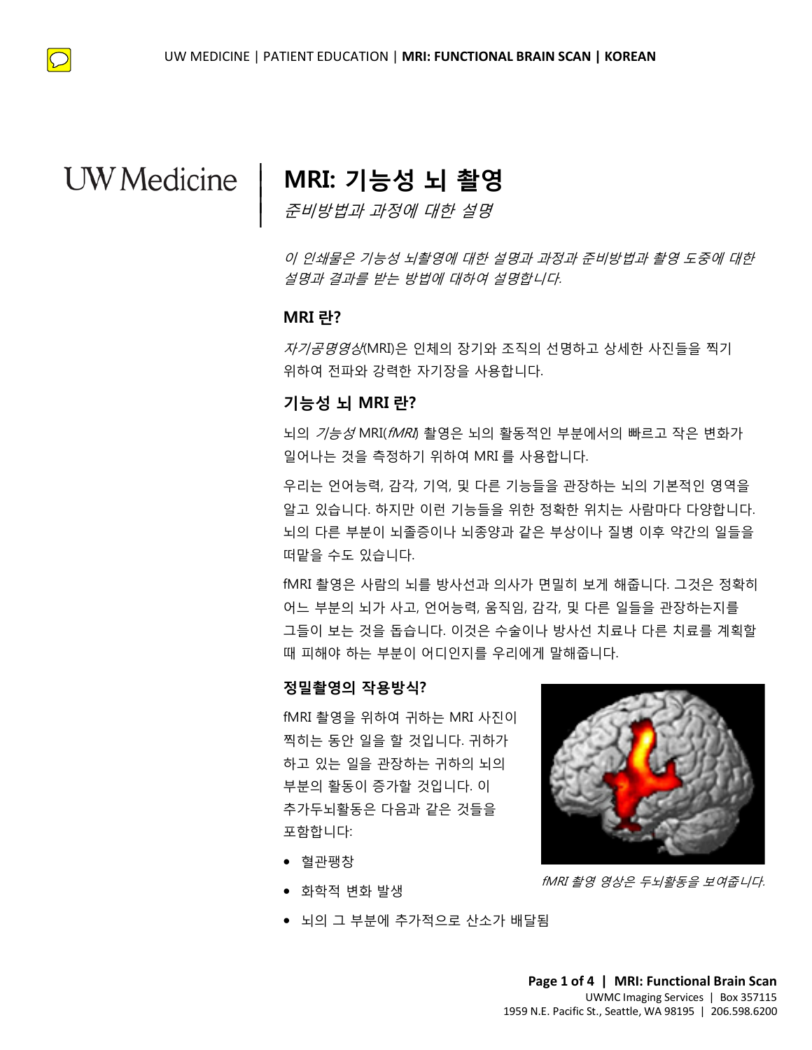# MRI: 기능성 뇌 촬영

*준비방법과 과정에 대한 설명*

*이 인쇄물은 기능성 뇌촬영에 대한 설명과 과정과 준비방법과 촬영 도중에 대한 설명과 결과를 받는 방법에 대하여 설명합니다.*

### MRI 란?

*자기공명영상*(MRI)은 인체의 장기와 조직의 선명하고 상세한 사진들을 찍기 위하여 전파와 강력한 자기장을 사용합니다.

### 기능성 뇌 MRI 란?

뇌의 *기능성* MRI(*fMRI*) 촬영은 뇌의 활동적인 부분에서의 빠르고 작은 변화가 일어나는 것을 측정하기 위하여 MRI 를 사용합니다.

우리는 언어능력, 감각, 기억, 및 다른 기능들을 관장하는 뇌의 기본적인 영역을 알고 있습니다. 하지만 이런 기능들을 위한 정확한 위치는 사람마다 다양합니다. 뇌의 다른 부분이 뇌졸증이나 뇌종양과 같은 부상이나 질병 이후 약간의 일들을 떠맡을 수도 있습니다.

fMRI 촬영은 사람의 뇌를 방사선과 의사가 면밀히 보게 해줍니다. 그것은 정확히 어느 부분의 뇌가 사고, 언어능력, 움직임, 감각, 및 다른 일들을 관장하는지를 그들이 보는 것을 돕습니다. 이것은 수술이나 방사선 치료나 다른 치료를 계획할 때 피해야 하는 부분이 어디인지를 우리에게 말해줍니다.

### 정밀촬영의 작용방식?

fMRI 촬영을 위하여 귀하는 MRI 사진이 찍히는 동안 일을 할 것입니다. 귀하가 하고 있는 일을 관장하는 귀하의 뇌의 부분의 활동이 증가할 것입니다. 이 추가두뇌활동은 다음과 같은 것들을 포함합니다:

- 혈관팽창
- 화학적 변화 발생
- 뇌의 그 부분에 추가적으로 산소가 배달됨

*fMRI 촬영 영상은 두뇌활동을 보여줍니다.*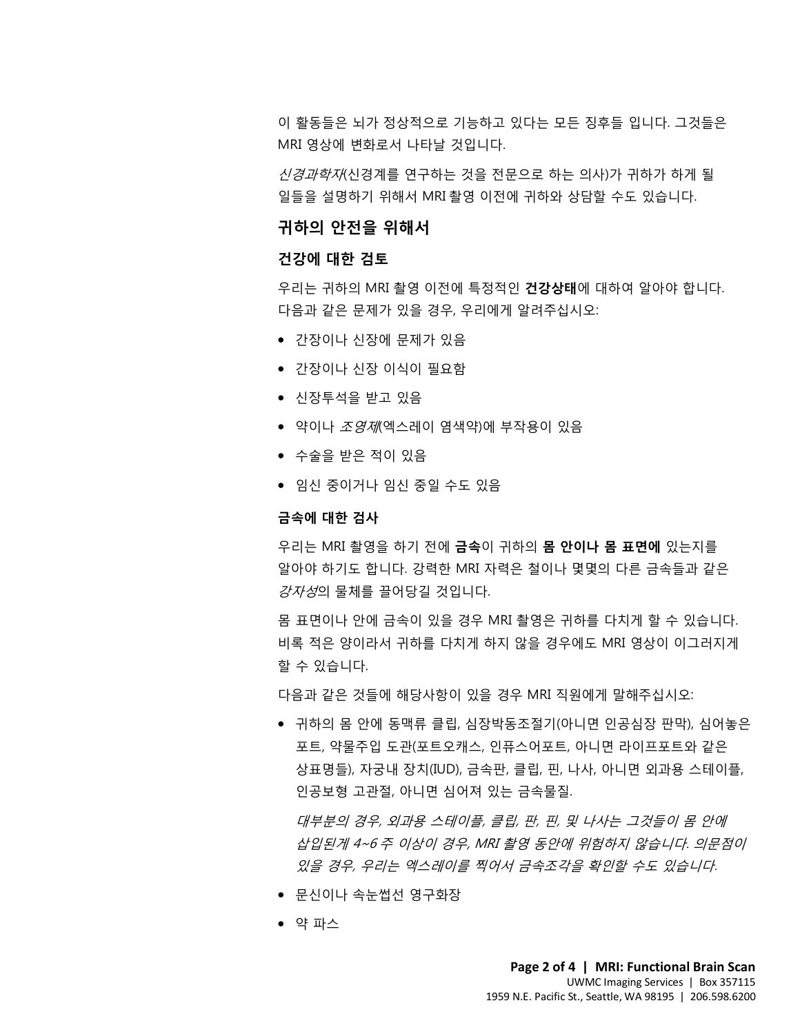이 활동들은 뇌가 정상적으로 기능하고 있다는 모든 징후들 입니다. 그것들은 MRI 영상에 변화로서 나타날 것입니다.

*신경과학자*(신경계를 연구하는 것을 전문으로 하는 의사)가 귀하가 하게 될 일들을 설명하기 위해서 MRI 촬영 이전에 귀하와 상담할 수도 있습니다.

## 귀하의 안전을 위해서

### 건강에 대한 검토

우리는 귀하의 MRI 촬영 이전에 특정적인 **건강상태**에 대하여 알아야 합니다. 다음과 같은 문제가 있을 경우, 우리에게 알려주십시오:

- 간장이나 신장에 문제가 있음
- 간장이나 신장 이식이 필요함
- 신장투석을 받고 있음
- 약이나 *조영제*(엑스레이 염색약)에 부작용이 있음
- 수술을 받은 적이 있음
- 임신 중이거나 임신 중일 수도 있음

### 금속에 대한 검사

우리는 MRI 촬영을 하기 전에 **금속**이 귀하의 **몸 안이나 몸 표면에** 있는지를 알아야 하기도 합니다. 강력한 MRI 자력은 철이나 몇몇의 다른 금속들과 같은 *강자성*의 물체를 끌어당길 것입니다.

몸 표면이나 안에 금속이 있을 경우 MRI 촬영은 귀하를 다치게 할 수 있습니다. 비록 적은 양이라서 귀하를 다치게 하지 않을 경우에도 MRI 영상이 이그러지게 할 수 있습니다.

다음과 같은 것들에 해당사항이 있을 경우 MRI 직원에게 말해주십시오:

- 귀하의 몸 안에 동맥류 클립, 심장박동조절기(아니면 인공심장 판막), 심어놓은 포트, 약물주입 도관(포트오캐스, 인퓨스어포트, 아니면 라이프포트와 같은 상표명들), 자궁내 장치(IUD), 금속판, 클립, 핀, 나사, 아니면 외과용 스테이플, 인공보형 고관절, 아니면 심어져 있는 금속물질.

  *대부분의 경우, 외과용 스테이플, 클립, 판, 핀, 및 나사는 그것들이 몸 안에 삽입된게 4~6 주 이상이 경우, MRI 촬영 동안에 위험하지 않습니다. 의문점이 있을 경우, 우리는 엑스레이를 찍어서 금속조각을 확인할 수도 있습니다.*

- 문신이나 속눈썹선 영구화장
- 약 파스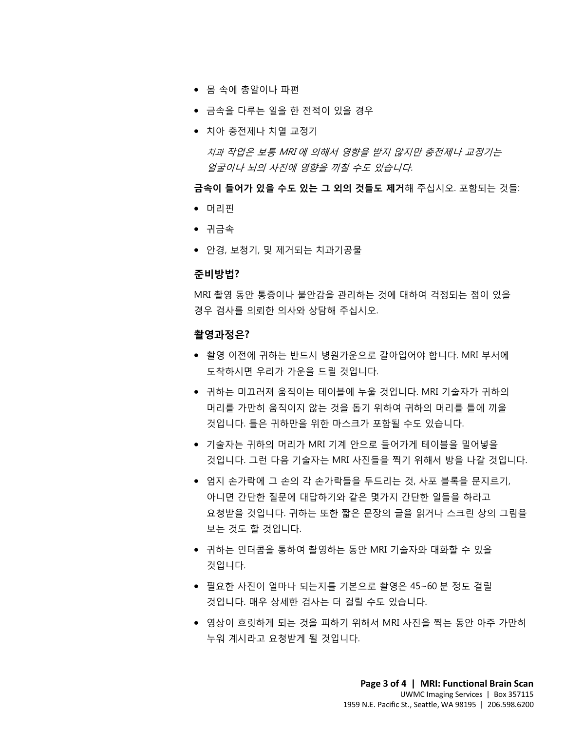- 몸 속에 총알이나 파편
- 금속을 다루는 일을 한 전적이 있을 경우
- 치아 충전제나 치열 교정기

  *치과 작업은 보통 MRI 에 의해서 영향을 받지 않지만 충전제나 교정기는 얼굴이나 뇌의 사진에 영향을 끼칠 수도 있습니다.*

**금속이 들어가 있을 수도 있는 그 외의 것들도 제거**해 주십시오. 포함되는 것들:

- 머리핀
- 귀금속
- 안경, 보청기, 및 제거되는 치과기공물

### 준비방법?

MRI 촬영 동안 통증이나 불안감을 관리하는 것에 대하여 걱정되는 점이 있을 경우 검사를 의뢰한 의사와 상담해 주십시오.

### 촬영과정은?

- 촬영 이전에 귀하는 반드시 병원가운으로 갈아입어야 합니다. MRI 부서에 도착하시면 우리가 가운을 드릴 것입니다.
- 귀하는 미끄러져 움직이는 테이블에 누울 것입니다. MRI 기술자가 귀하의 머리를 가만히 움직이지 않는 것을 돕기 위하여 귀하의 머리를 틀에 끼울 것입니다. 틀은 귀하만을 위한 마스크가 포함될 수도 있습니다.
- 기술자는 귀하의 머리가 MRI 기계 안으로 들어가게 테이블을 밀어넣을 것입니다. 그런 다음 기술자는 MRI 사진들을 찍기 위해서 방을 나갈 것입니다.
- 엄지 손가락에 그 손의 각 손가락들을 두드리는 것, 사포 블록을 문지르기, 아니면 간단한 질문에 대답하기와 같은 몇가지 간단한 일들을 하라고 요청받을 것입니다. 귀하는 또한 짧은 문장의 글을 읽거나 스크린 상의 그림을 보는 것도 할 것입니다.
- 귀하는 인터콤을 통하여 촬영하는 동안 MRI 기술자와 대화할 수 있을 것입니다.
- 필요한 사진이 얼마나 되는지를 기본으로 촬영은 45~60 분 정도 걸릴 것입니다. 매우 상세한 검사는 더 걸릴 수도 있습니다.
- 영상이 흐릿하게 되는 것을 피하기 위해서 MRI 사진을 찍는 동안 아주 가만히 누워 계시라고 요청받게 될 것입니다.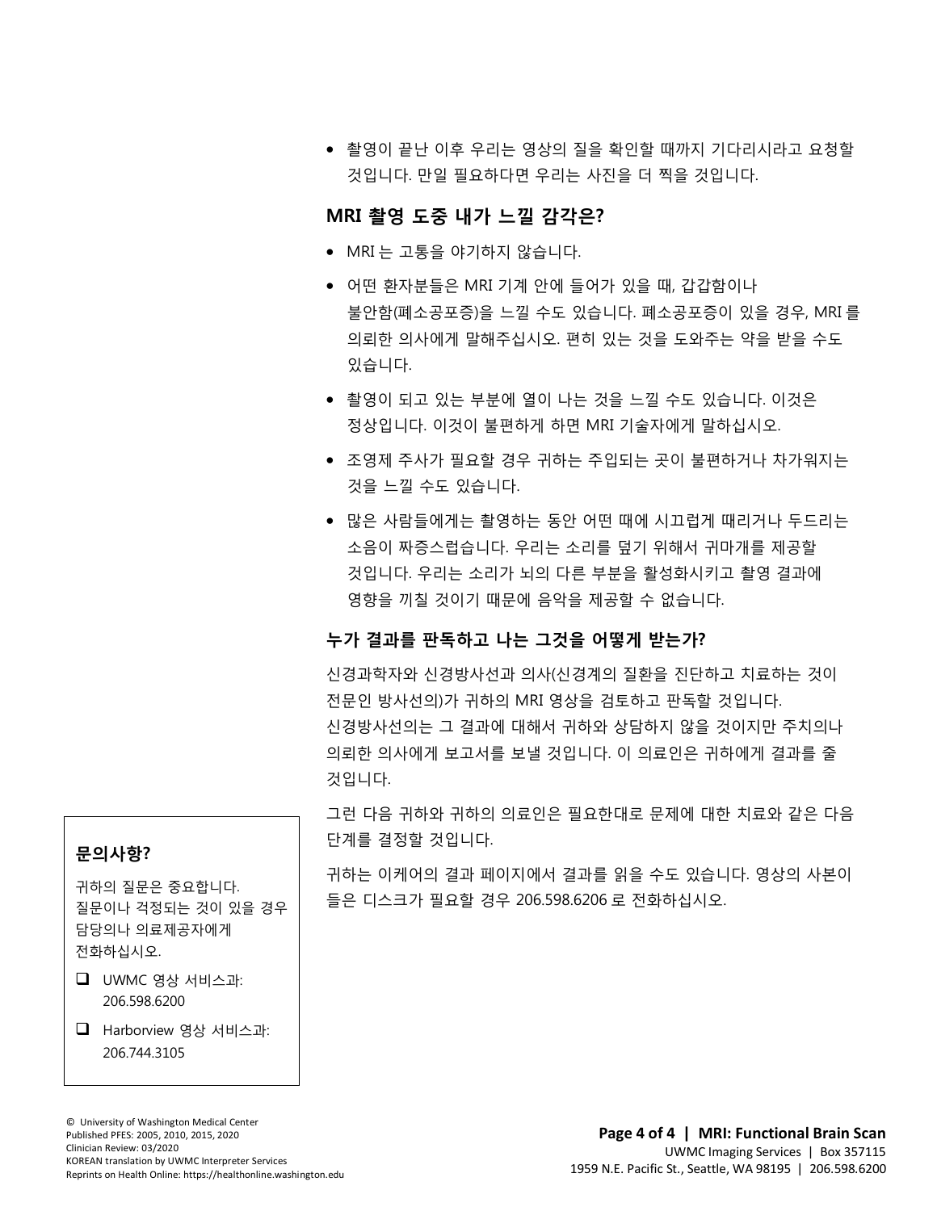- 촬영이 끝난 이후 우리는 영상의 질을 확인할 때까지 기다리시라고 요청할 것입니다. 만일 필요하다면 우리는 사진을 더 찍을 것입니다.

### MRI 촬영 도중 내가 느낄 감각은?

- MRI 는 고통을 야기하지 않습니다.
- 어떤 환자분들은 MRI 기계 안에 들어가 있을 때, 갑갑함이나 불안함(폐소공포증)을 느낄 수도 있습니다. 폐소공포증이 있을 경우, MRI 를 의뢰한 의사에게 말해주십시오. 편히 있는 것을 도와주는 약을 받을 수도 있습니다.
- 촬영이 되고 있는 부분에 열이 나는 것을 느낄 수도 있습니다. 이것은 정상입니다. 이것이 불편하게 하면 MRI 기술자에게 말하십시오.
- 조영제 주사가 필요할 경우 귀하는 주입되는 곳이 불편하거나 차가워지는 것을 느낄 수도 있습니다.
- 많은 사람들에게는 촬영하는 동안 어떤 때에 시끄럽게 때리거나 두드리는 소음이 짜증스럽습니다. 우리는 소리를 덮기 위해서 귀마개를 제공할 것입니다. 우리는 소리가 뇌의 다른 부분을 활성화시키고 촬영 결과에 영향을 끼칠 것이기 때문에 음악을 제공할 수 없습니다.

### 누가 결과를 판독하고 나는 그것을 어떻게 받는가?

신경과학자와 신경방사선과 의사(신경계의 질환을 진단하고 치료하는 것이 전문인 방사선의)가 귀하의 MRI 영상을 검토하고 판독할 것입니다. 신경방사선의는 그 결과에 대해서 귀하와 상담하지 않을 것이지만 주치의나 의뢰한 의사에게 보고서를 보낼 것입니다. 이 의료인은 귀하에게 결과를 줄 것입니다.

그런 다음 귀하와 귀하의 의료인은 필요한대로 문제에 대한 치료와 같은 다음 단계를 결정할 것입니다.

귀하는 이케어의 결과 페이지에서 결과를 읽을 수도 있습니다. 영상의 사본이 들은 디스크가 필요할 경우 206.598.6206 로 전화하십시오.

### 문의사항?

귀하의 질문은 중요합니다. 질문이나 걱정되는 것이 있을 경우 담당의나 의료제공자에게 전화하십시오.

- ☐ UWMC 영상 서비스과: 206.598.6200
- ☐ Harborview 영상 서비스과: 206.744.3105

© University of Washington Medical Center
Published PFES: 2005, 2010, 2015, 2020
Clinician Review: 03/2020
KOREAN translation by UWMC Interpreter Services
Reprints on Health Online: https://healthonline.washington.edu

UWMC Imaging Services | Box 357115
1959 N.E. Pacific St., Seattle, WA 98195 | 206.598.6200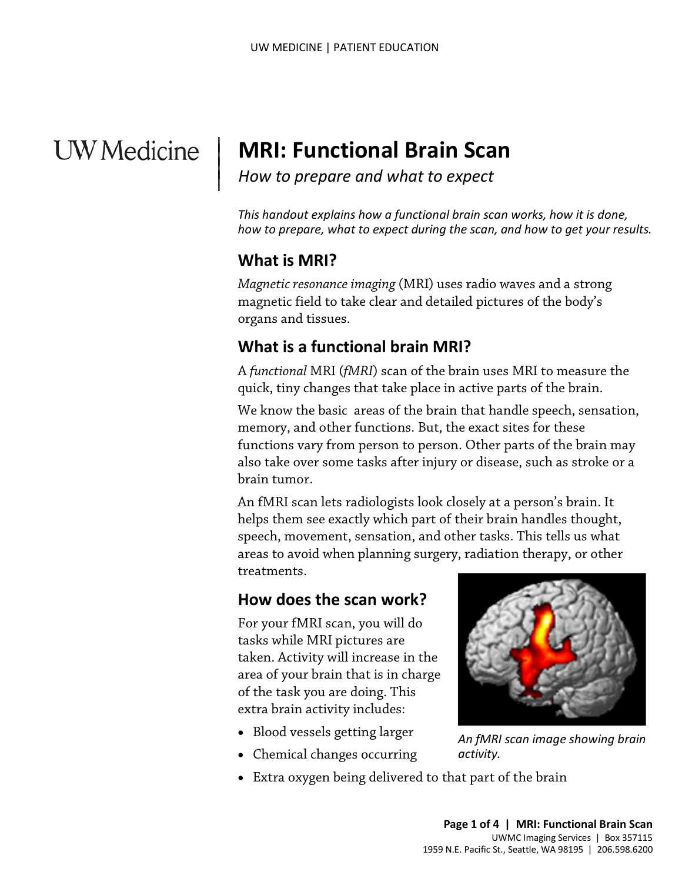# MRI: Functional Brain Scan

*How to prepare and what to expect*

*This handout explains how a functional brain scan works, how it is done, how to prepare, what to expect during the scan, and how to get your results.*

## What is MRI?

*Magnetic resonance imaging* (MRI) uses radio waves and a strong magnetic field to take clear and detailed pictures of the body's organs and tissues.

## What is a functional brain MRI?

A *functional* MRI (*fMRI*) scan of the brain uses MRI to measure the quick, tiny changes that take place in active parts of the brain.

We know the basic areas of the brain that handle speech, sensation, memory, and other functions. But, the exact sites for these functions vary from person to person. Other parts of the brain may also take over some tasks after injury or disease, such as stroke or a brain tumor.

An fMRI scan lets radiologists look closely at a person's brain. It helps them see exactly which part of their brain handles thought, speech, movement, sensation, and other tasks. This tells us what areas to avoid when planning surgery, radiation therapy, or other treatments.

## How does the scan work?

For your fMRI scan, you will do tasks while MRI pictures are taken. Activity will increase in the area of your brain that is in charge of the task you are doing. This extra brain activity includes:

- Blood vessels getting larger
- Chemical changes occurring
- Extra oxygen being delivered to that part of the brain

*An fMRI scan image showing brain activity.*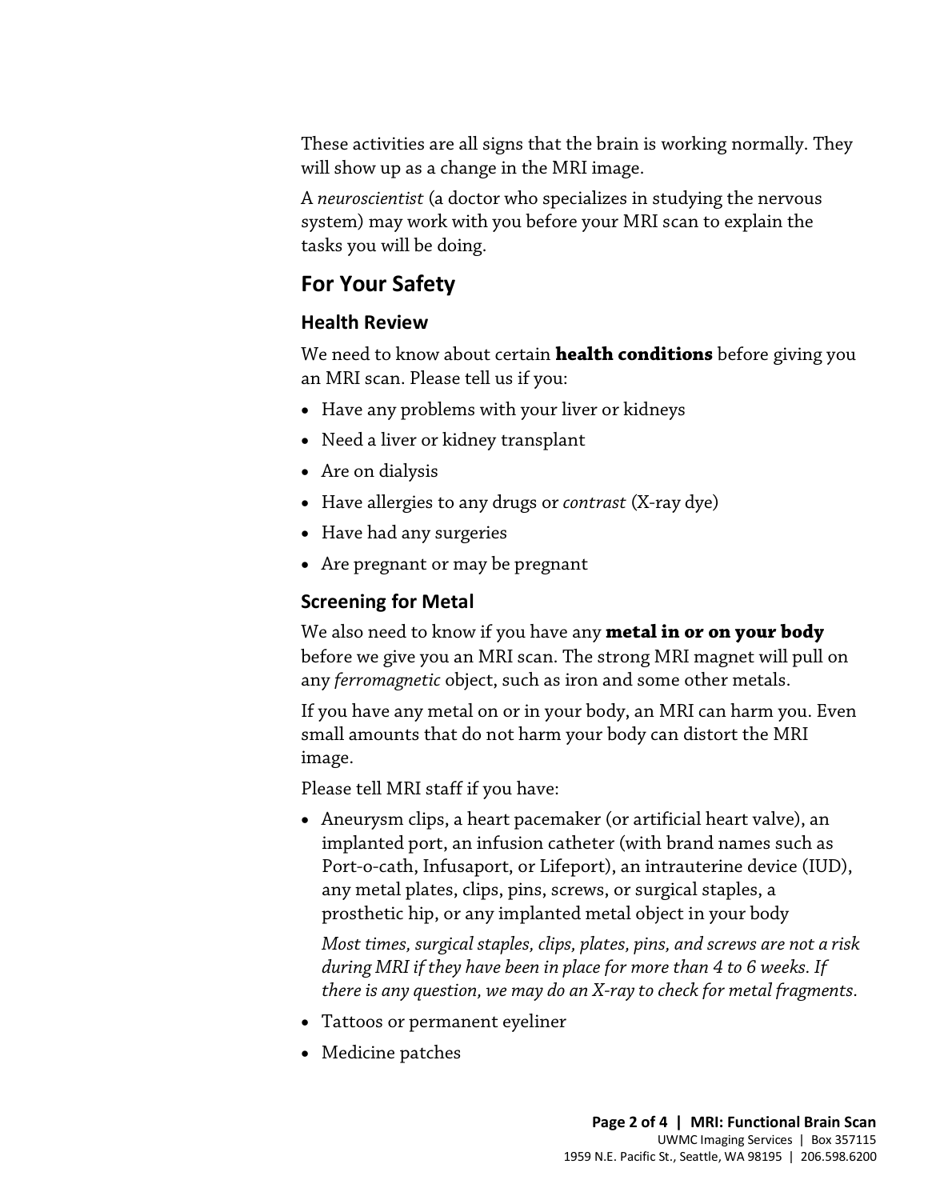These activities are all signs that the brain is working normally. They will show up as a change in the MRI image.

A *neuroscientist* (a doctor who specializes in studying the nervous system) may work with you before your MRI scan to explain the tasks you will be doing.

## For Your Safety

### Health Review

We need to know about certain **health conditions** before giving you an MRI scan. Please tell us if you:

- Have any problems with your liver or kidneys
- Need a liver or kidney transplant
- Are on dialysis
- Have allergies to any drugs or *contrast* (X-ray dye)
- Have had any surgeries
- Are pregnant or may be pregnant

### Screening for Metal

We also need to know if you have any **metal in or on your body** before we give you an MRI scan. The strong MRI magnet will pull on any *ferromagnetic* object, such as iron and some other metals.

If you have any metal on or in your body, an MRI can harm you. Even small amounts that do not harm your body can distort the MRI image.

Please tell MRI staff if you have:

- Aneurysm clips, a heart pacemaker (or artificial heart valve), an implanted port, an infusion catheter (with brand names such as Port-o-cath, Infusaport, or Lifeport), an intrauterine device (IUD), any metal plates, clips, pins, screws, or surgical staples, a prosthetic hip, or any implanted metal object in your body

  *Most times, surgical staples, clips, plates, pins, and screws are not a risk during MRI if they have been in place for more than 4 to 6 weeks. If there is any question, we may do an X-ray to check for metal fragments.*

- Tattoos or permanent eyeliner
- Medicine patches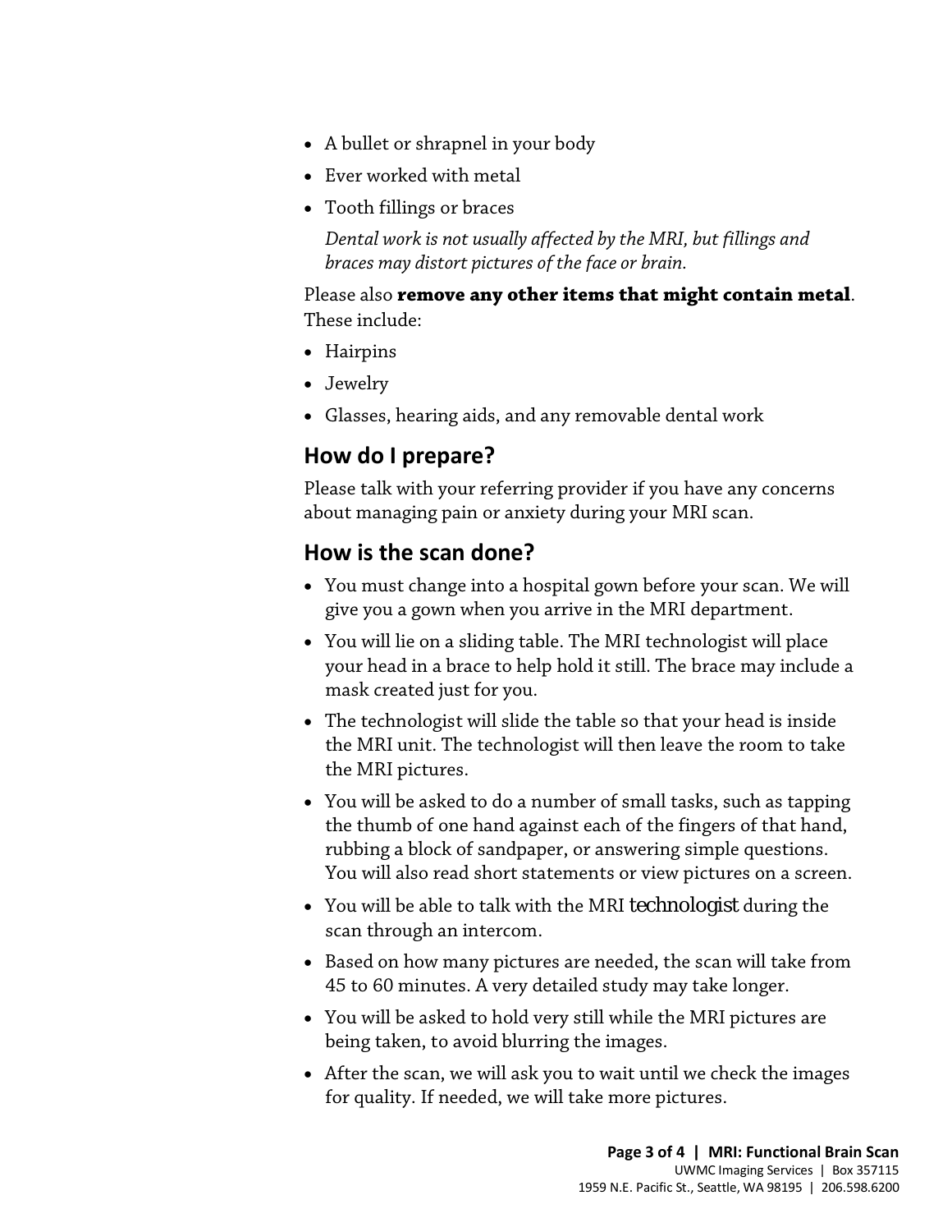- A bullet or shrapnel in your body
- Ever worked with metal
- Tooth fillings or braces

  *Dental work is not usually affected by the MRI, but fillings and braces may distort pictures of the face or brain.*

Please also **remove any other items that might contain metal**. These include:

- Hairpins
- Jewelry
- Glasses, hearing aids, and any removable dental work

## How do I prepare?

Please talk with your referring provider if you have any concerns about managing pain or anxiety during your MRI scan.

## How is the scan done?

- You must change into a hospital gown before your scan. We will give you a gown when you arrive in the MRI department.
- You will lie on a sliding table. The MRI technologist will place your head in a brace to help hold it still. The brace may include a mask created just for you.
- The technologist will slide the table so that your head is inside the MRI unit. The technologist will then leave the room to take the MRI pictures.
- You will be asked to do a number of small tasks, such as tapping the thumb of one hand against each of the fingers of that hand, rubbing a block of sandpaper, or answering simple questions. You will also read short statements or view pictures on a screen.
- You will be able to talk with the MRI technologist during the scan through an intercom.
- Based on how many pictures are needed, the scan will take from 45 to 60 minutes. A very detailed study may take longer.
- You will be asked to hold very still while the MRI pictures are being taken, to avoid blurring the images.
- After the scan, we will ask you to wait until we check the images for quality. If needed, we will take more pictures.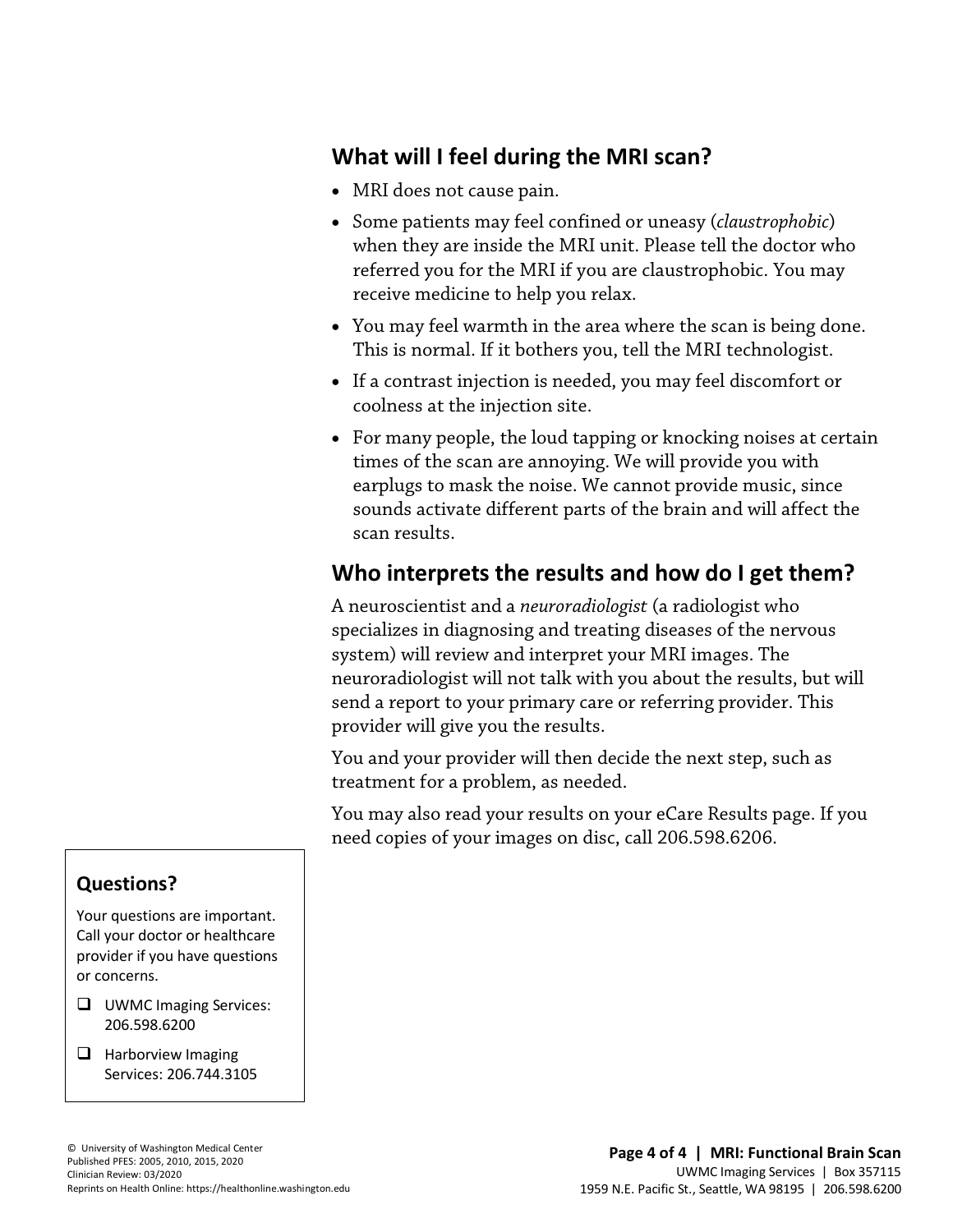## What will I feel during the MRI scan?

- MRI does not cause pain.
- Some patients may feel confined or uneasy (*claustrophobic*) when they are inside the MRI unit. Please tell the doctor who referred you for the MRI if you are claustrophobic. You may receive medicine to help you relax.
- You may feel warmth in the area where the scan is being done. This is normal. If it bothers you, tell the MRI technologist.
- If a contrast injection is needed, you may feel discomfort or coolness at the injection site.
- For many people, the loud tapping or knocking noises at certain times of the scan are annoying. We will provide you with earplugs to mask the noise. We cannot provide music, since sounds activate different parts of the brain and will affect the scan results.

## Who interprets the results and how do I get them?

A neuroscientist and a *neuroradiologist* (a radiologist who specializes in diagnosing and treating diseases of the nervous system) will review and interpret your MRI images. The neuroradiologist will not talk with you about the results, but will send a report to your primary care or referring provider. This provider will give you the results.

You and your provider will then decide the next step, such as treatment for a problem, as needed.

You may also read your results on your eCare Results page. If you need copies of your images on disc, call 206.598.6206.

### Questions?

Your questions are important. Call your doctor or healthcare provider if you have questions or concerns.

- ❑ UWMC Imaging Services: 206.598.6200
- ❑ Harborview Imaging Services: 206.744.3105

© University of Washington Medical Center
Published PFES: 2005, 2010, 2015, 2020
Clinician Review: 03/2020
Reprints on Health Online: https://healthonline.washington.edu

UWMC Imaging Services | Box 357115
1959 N.E. Pacific St., Seattle, WA 98195 | 206.598.6200